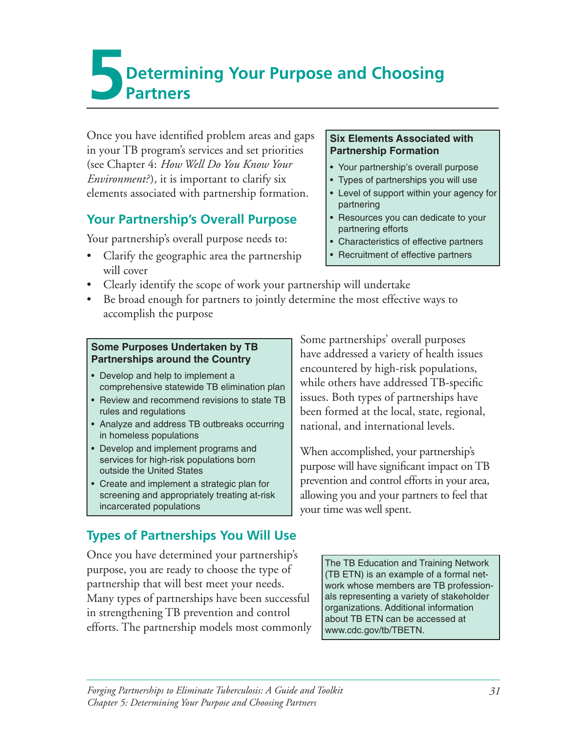# 5 Determining Your Purpose and Choosing Partners

Once you have identified problem areas and gaps in your TB program's services and set priorities (see Chapter 4: *How Well Do You Know Your Environment?*), it is important to clarify six elements associated with partnership formation.

**Six Elements Associated with Partnership Formation**

- Your partnership's overall purpose
- Types of partnerships you will use
- Level of support within your agency for partnering
- Resources you can dedicate to your partnering efforts
- Characteristics of effective partners
- Recruitment of effective partners

## Your Partnership's Overall Purpose

Your partnership's overall purpose needs to:

- Clarify the geographic area the partnership will cover
- Clearly identify the scope of work your partnership will undertake
- Be broad enough for partners to jointly determine the most effective ways to accomplish the purpose

**Some Purposes Undertaken by TB Partnerships around the Country**

- Develop and help to implement a comprehensive statewide TB elimination plan
- Review and recommend revisions to state TB rules and regulations
- Analyze and address TB outbreaks occurring in homeless populations
- Develop and implement programs and services for high-risk populations born outside the United States
- Create and implement a strategic plan for screening and appropriately treating at-risk incarcerated populations

Some partnerships' overall purposes have addressed a variety of health issues encountered by high-risk populations, while others have addressed TB-specific issues. Both types of partnerships have been formed at the local, state, regional, national, and international levels.

When accomplished, your partnership's purpose will have significant impact on TB prevention and control efforts in your area, allowing you and your partners to feel that your time was well spent.

## Types of Partnerships You Will Use

Once you have determined your partnership's purpose, you are ready to choose the type of partnership that will best meet your needs. Many types of partnerships have been successful in strengthening TB prevention and control efforts. The partnership models most commonly

The TB Education and Training Network (TB ETN) is an example of a formal network whose members are TB professionals representing a variety of stakeholder organizations. Additional information about TB ETN can be accessed at www.cdc.gov/tb/TBETN.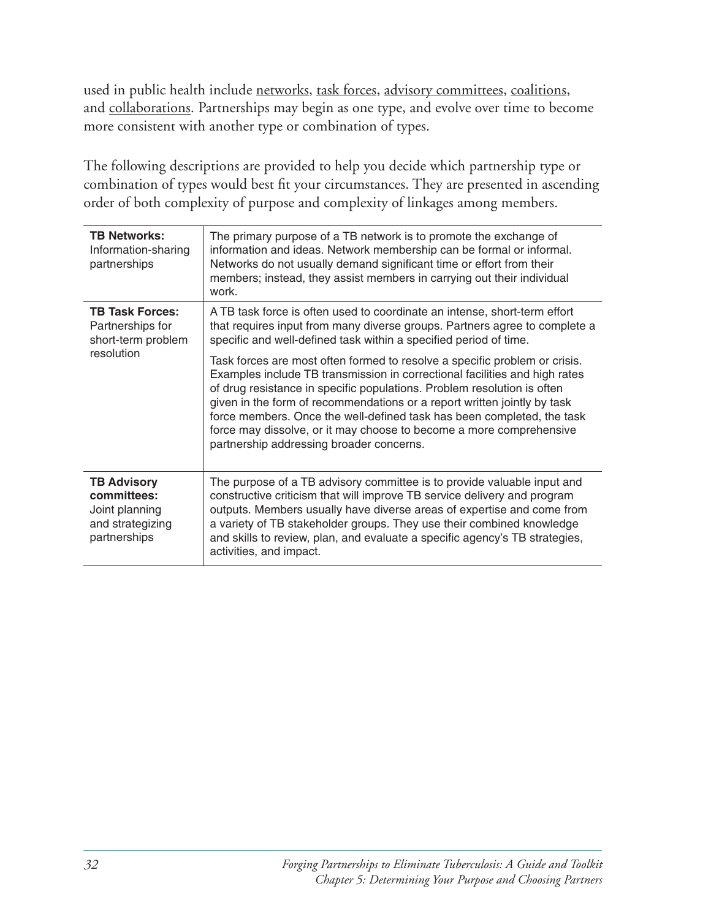used in public health include <u>networks</u>, <u>task forces</u>, <u>advisory committees</u>, <u>coalitions</u>, and <u>collaborations</u>. Partnerships may begin as one type, and evolve over time to become more consistent with another type or combination of types.

The following descriptions are provided to help you decide which partnership type or combination of types would best fit your circumstances. They are presented in ascending order of both complexity of purpose and complexity of linkages among members.

| | |
|---|---|
| **TB Networks:** Information-sharing partnerships | The primary purpose of a TB network is to promote the exchange of information and ideas. Network membership can be formal or informal. Networks do not usually demand significant time or effort from their members; instead, they assist members in carrying out their individual work. |
| **TB Task Forces:** Partnerships for short-term problem resolution | A TB task force is often used to coordinate an intense, short-term effort that requires input from many diverse groups. Partners agree to complete a specific and well-defined task within a specified period of time.<br><br>Task forces are most often formed to resolve a specific problem or crisis. Examples include TB transmission in correctional facilities and high rates of drug resistance in specific populations. Problem resolution is often given in the form of recommendations or a report written jointly by task force members. Once the well-defined task has been completed, the task force may dissolve, or it may choose to become a more comprehensive partnership addressing broader concerns. |
| **TB Advisory committees:** Joint planning and strategizing partnerships | The purpose of a TB advisory committee is to provide valuable input and constructive criticism that will improve TB service delivery and program outputs. Members usually have diverse areas of expertise and come from a variety of TB stakeholder groups. They use their combined knowledge and skills to review, plan, and evaluate a specific agency's TB strategies, activities, and impact. |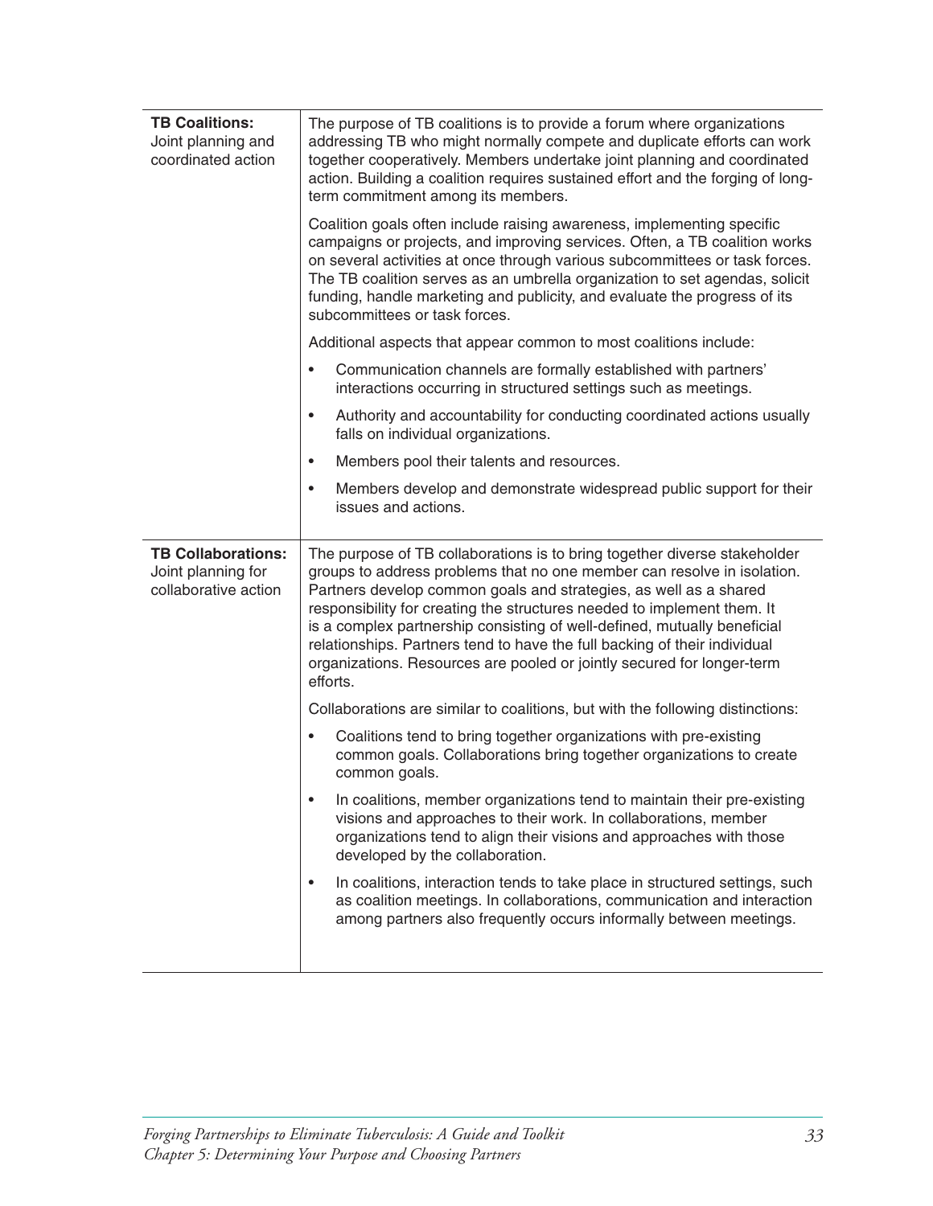| | |
|---|---|
| **TB Coalitions:** Joint planning and coordinated action | The purpose of TB coalitions is to provide a forum where organizations addressing TB who might normally compete and duplicate efforts can work together cooperatively. Members undertake joint planning and coordinated action. Building a coalition requires sustained effort and the forging of long-term commitment among its members.<br><br>Coalition goals often include raising awareness, implementing specific campaigns or projects, and improving services. Often, a TB coalition works on several activities at once through various subcommittees or task forces. The TB coalition serves as an umbrella organization to set agendas, solicit funding, handle marketing and publicity, and evaluate the progress of its subcommittees or task forces.<br><br>Additional aspects that appear common to most coalitions include:<br>• Communication channels are formally established with partners' interactions occurring in structured settings such as meetings.<br>• Authority and accountability for conducting coordinated actions usually falls on individual organizations.<br>• Members pool their talents and resources.<br>• Members develop and demonstrate widespread public support for their issues and actions. |
| **TB Collaborations:** Joint planning for collaborative action | The purpose of TB collaborations is to bring together diverse stakeholder groups to address problems that no one member can resolve in isolation. Partners develop common goals and strategies, as well as a shared responsibility for creating the structures needed to implement them. It is a complex partnership consisting of well-defined, mutually beneficial relationships. Partners tend to have the full backing of their individual organizations. Resources are pooled or jointly secured for longer-term efforts.<br><br>Collaborations are similar to coalitions, but with the following distinctions:<br>• Coalitions tend to bring together organizations with pre-existing common goals. Collaborations bring together organizations to create common goals.<br>• In coalitions, member organizations tend to maintain their pre-existing visions and approaches to their work. In collaborations, member organizations tend to align their visions and approaches with those developed by the collaboration.<br>• In coalitions, interaction tends to take place in structured settings, such as coalition meetings. In collaborations, communication and interaction among partners also frequently occurs informally between meetings. |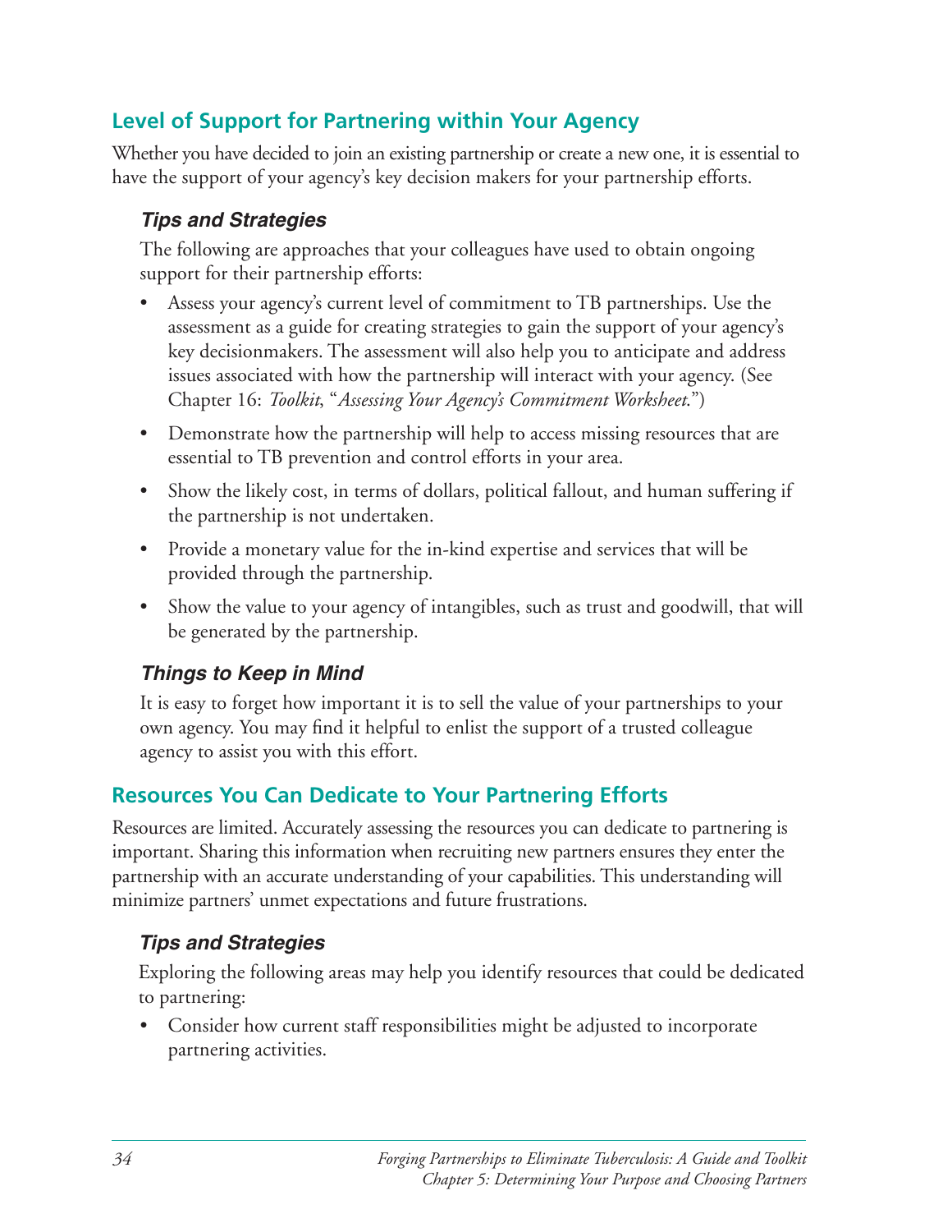## Level of Support for Partnering within Your Agency

Whether you have decided to join an existing partnership or create a new one, it is essential to have the support of your agency's key decision makers for your partnership efforts.

### *Tips and Strategies*

The following are approaches that your colleagues have used to obtain ongoing support for their partnership efforts:

- Assess your agency's current level of commitment to TB partnerships. Use the assessment as a guide for creating strategies to gain the support of your agency's key decisionmakers. The assessment will also help you to anticipate and address issues associated with how the partnership will interact with your agency. (See Chapter 16: *Toolkit*, "*Assessing Your Agency's Commitment Worksheet.*")
- Demonstrate how the partnership will help to access missing resources that are essential to TB prevention and control efforts in your area.
- Show the likely cost, in terms of dollars, political fallout, and human suffering if the partnership is not undertaken.
- Provide a monetary value for the in-kind expertise and services that will be provided through the partnership.
- Show the value to your agency of intangibles, such as trust and goodwill, that will be generated by the partnership.

### *Things to Keep in Mind*

It is easy to forget how important it is to sell the value of your partnerships to your own agency. You may find it helpful to enlist the support of a trusted colleague agency to assist you with this effort.

## Resources You Can Dedicate to Your Partnering Efforts

Resources are limited. Accurately assessing the resources you can dedicate to partnering is important. Sharing this information when recruiting new partners ensures they enter the partnership with an accurate understanding of your capabilities. This understanding will minimize partners' unmet expectations and future frustrations.

### *Tips and Strategies*

Exploring the following areas may help you identify resources that could be dedicated to partnering:

- Consider how current staff responsibilities might be adjusted to incorporate partnering activities.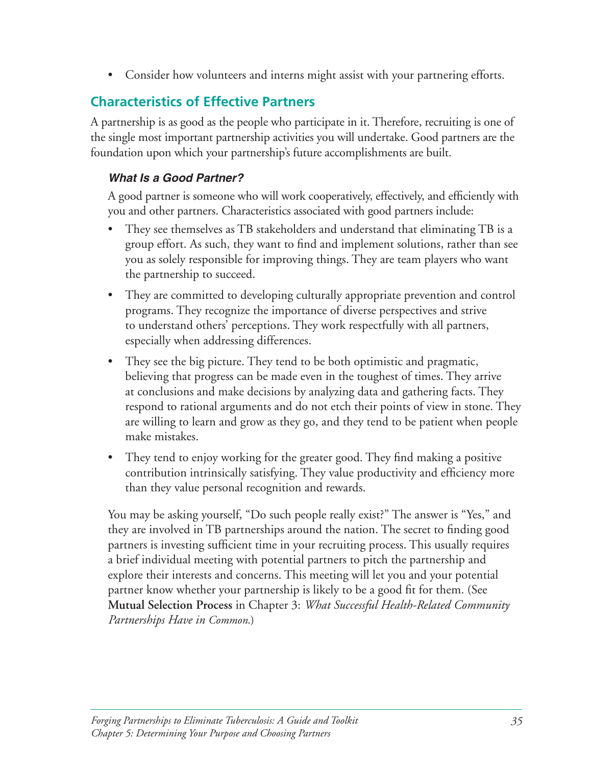- Consider how volunteers and interns might assist with your partnering efforts.

## Characteristics of Effective Partners

A partnership is as good as the people who participate in it. Therefore, recruiting is one of the single most important partnership activities you will undertake. Good partners are the foundation upon which your partnership's future accomplishments are built.

### *What Is a Good Partner?*

A good partner is someone who will work cooperatively, effectively, and efficiently with you and other partners. Characteristics associated with good partners include:

- They see themselves as TB stakeholders and understand that eliminating TB is a group effort. As such, they want to find and implement solutions, rather than see you as solely responsible for improving things. They are team players who want the partnership to succeed.
- They are committed to developing culturally appropriate prevention and control programs. They recognize the importance of diverse perspectives and strive to understand others' perceptions. They work respectfully with all partners, especially when addressing differences.
- They see the big picture. They tend to be both optimistic and pragmatic, believing that progress can be made even in the toughest of times. They arrive at conclusions and make decisions by analyzing data and gathering facts. They respond to rational arguments and do not etch their points of view in stone. They are willing to learn and grow as they go, and they tend to be patient when people make mistakes.
- They tend to enjoy working for the greater good. They find making a positive contribution intrinsically satisfying. They value productivity and efficiency more than they value personal recognition and rewards.

You may be asking yourself, "Do such people really exist?" The answer is "Yes," and they are involved in TB partnerships around the nation. The secret to finding good partners is investing sufficient time in your recruiting process. This usually requires a brief individual meeting with potential partners to pitch the partnership and explore their interests and concerns. This meeting will let you and your potential partner know whether your partnership is likely to be a good fit for them. (See **Mutual Selection Process** in Chapter 3: *What Successful Health-Related Community Partnerships Have in Common*.)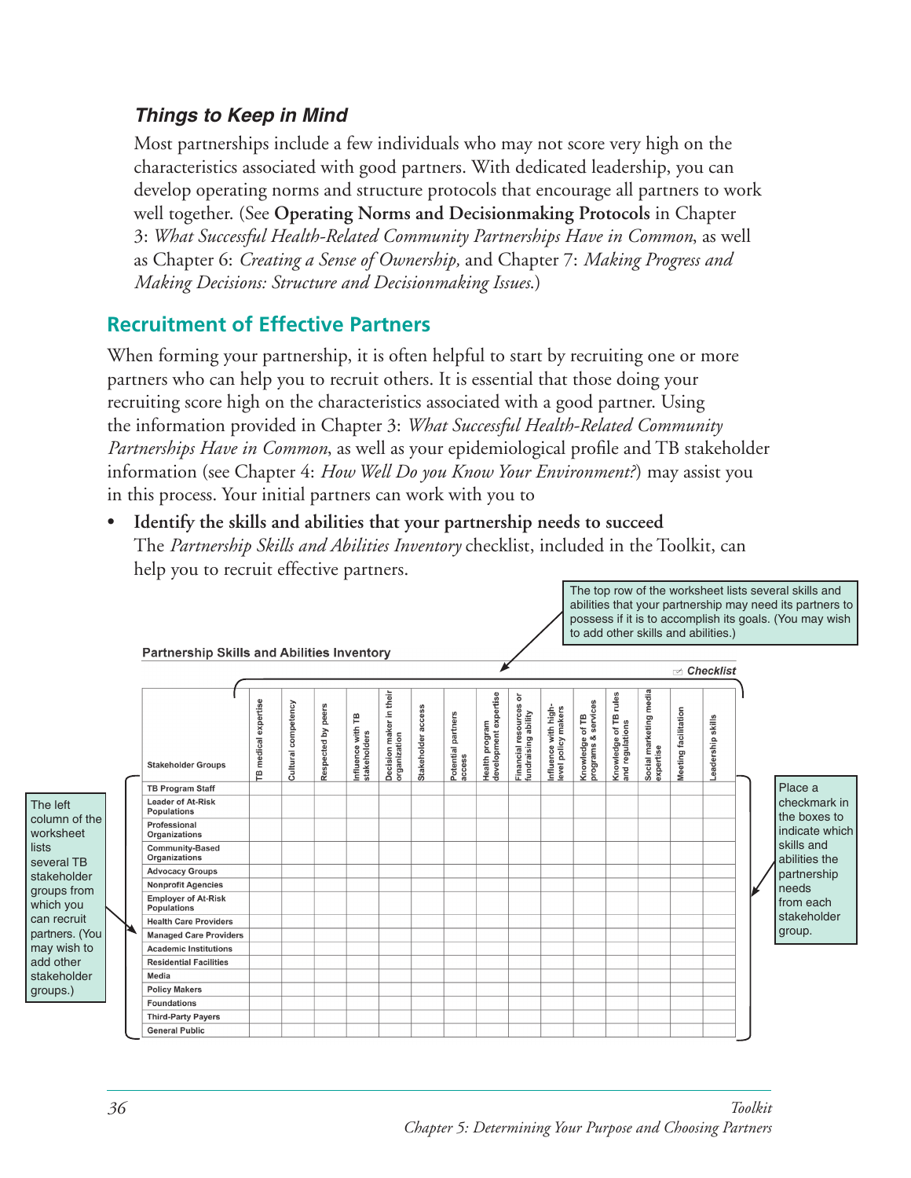### *Things to Keep in Mind*

Most partnerships include a few individuals who may not score very high on the characteristics associated with good partners. With dedicated leadership, you can develop operating norms and structure protocols that encourage all partners to work well together. (See **Operating Norms and Decisionmaking Protocols** in Chapter 3: *What Successful Health-Related Community Partnerships Have in Common*, as well as Chapter 6: *Creating a Sense of Ownership,* and Chapter 7: *Making Progress and Making Decisions: Structure and Decisionmaking Issues.*)

## Recruitment of Effective Partners

When forming your partnership, it is often helpful to start by recruiting one or more partners who can help you to recruit others. It is essential that those doing your recruiting score high on the characteristics associated with a good partner. Using the information provided in Chapter 3: *What Successful Health-Related Community Partnerships Have in Common*, as well as your epidemiological profile and TB stakeholder information (see Chapter 4: *How Well Do you Know Your Environment?*) may assist you in this process. Your initial partners can work with you to

- **Identify the skills and abilities that your partnership needs to succeed**
  The *Partnership Skills and Abilities Inventory* checklist, included in the Toolkit, can help you to recruit effective partners.

The top row of the worksheet lists several skills and abilities that your partnership may need its partners to possess if it is to accomplish its goals. (You may wish to add other skills and abilities.)

**Partnership Skills and Abilities Inventory**

Checklist

| Stakeholder Groups | TB medical expertise | Cultural competency | Respected by peers | Influence with TB stakeholders | Decision maker in their organization | Stakeholder access | Potential partners access | Health program development expertise | Financial resources or fundraising ability | Influence with high-level policy makers | Knowledge of TB programs & services | Knowledge of TB rules and regulations | Social marketing media expertise | Meeting facilitation | Leadership skills |
|---|---|---|---|---|---|---|---|---|---|---|---|---|---|---|---|
| TB Program Staff | | | | | | | | | | | | | | | |
| Leader of At-Risk Populations | | | | | | | | | | | | | | | |
| Professional Organizations | | | | | | | | | | | | | | | |
| Community-Based Organizations | | | | | | | | | | | | | | | |
| Advocacy Groups | | | | | | | | | | | | | | | |
| Nonprofit Agencies | | | | | | | | | | | | | | | |
| Employer of At-Risk Populations | | | | | | | | | | | | | | | |
| Health Care Providers | | | | | | | | | | | | | | | |
| Managed Care Providers | | | | | | | | | | | | | | | |
| Academic Institutions | | | | | | | | | | | | | | | |
| Residential Facilities | | | | | | | | | | | | | | | |
| Media | | | | | | | | | | | | | | | |
| Policy Makers | | | | | | | | | | | | | | | |
| Foundations | | | | | | | | | | | | | | | |
| Third-Party Payers | | | | | | | | | | | | | | | |
| General Public | | | | | | | | | | | | | | | |

The left column of the worksheet lists several TB stakeholder groups from which you can recruit partners. (You may wish to add other stakeholder groups.)

Place a checkmark in the boxes to indicate which skills and abilities the partnership needs from each stakeholder group.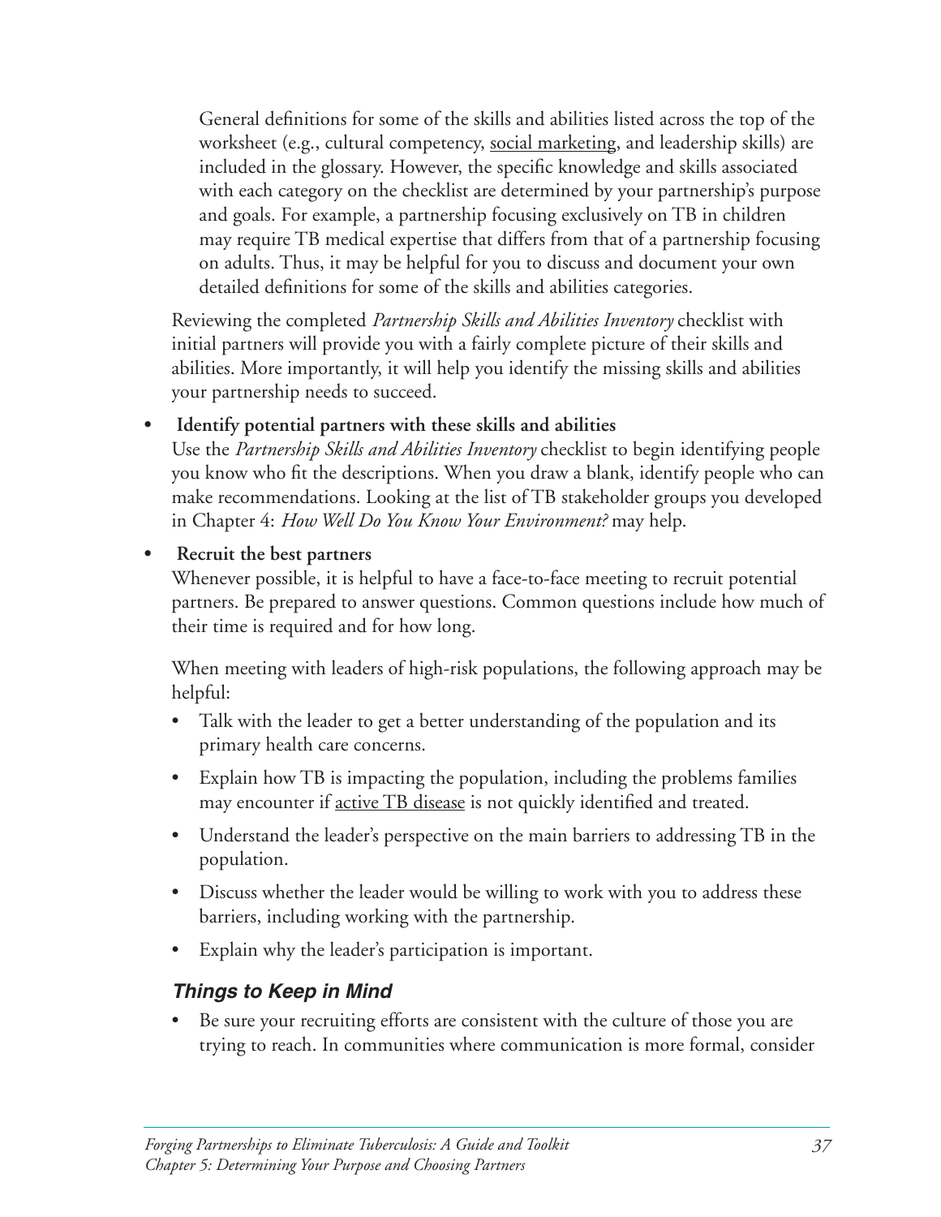General definitions for some of the skills and abilities listed across the top of the worksheet (e.g., cultural competency, social marketing, and leadership skills) are included in the glossary. However, the specific knowledge and skills associated with each category on the checklist are determined by your partnership's purpose and goals. For example, a partnership focusing exclusively on TB in children may require TB medical expertise that differs from that of a partnership focusing on adults. Thus, it may be helpful for you to discuss and document your own detailed definitions for some of the skills and abilities categories.

Reviewing the completed *Partnership Skills and Abilities Inventory* checklist with initial partners will provide you with a fairly complete picture of their skills and abilities. More importantly, it will help you identify the missing skills and abilities your partnership needs to succeed.

- **Identify potential partners with these skills and abilities**
  Use the *Partnership Skills and Abilities Inventory* checklist to begin identifying people you know who fit the descriptions. When you draw a blank, identify people who can make recommendations. Looking at the list of TB stakeholder groups you developed in Chapter 4: *How Well Do You Know Your Environment?* may help.

- **Recruit the best partners**
  Whenever possible, it is helpful to have a face-to-face meeting to recruit potential partners. Be prepared to answer questions. Common questions include how much of their time is required and for how long.

  When meeting with leaders of high-risk populations, the following approach may be helpful:

  - Talk with the leader to get a better understanding of the population and its primary health care concerns.
  - Explain how TB is impacting the population, including the problems families may encounter if active TB disease is not quickly identified and treated.
  - Understand the leader's perspective on the main barriers to addressing TB in the population.
  - Discuss whether the leader would be willing to work with you to address these barriers, including working with the partnership.
  - Explain why the leader's participation is important.

### *Things to Keep in Mind*

- Be sure your recruiting efforts are consistent with the culture of those you are trying to reach. In communities where communication is more formal, consider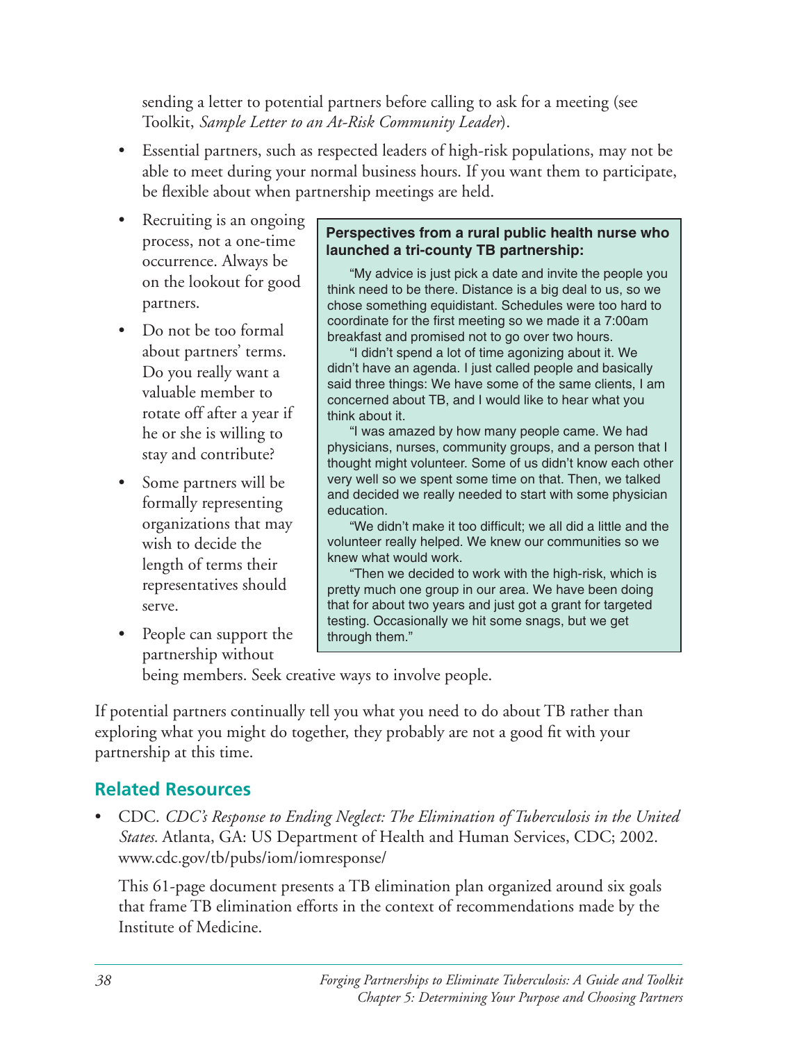sending a letter to potential partners before calling to ask for a meeting (see Toolkit, *Sample Letter to an At-Risk Community Leader*).

- Essential partners, such as respected leaders of high-risk populations, may not be able to meet during your normal business hours. If you want them to participate, be flexible about when partnership meetings are held.
- Recruiting is an ongoing process, not a one-time occurrence. Always be on the lookout for good partners.
- Do not be too formal about partners' terms. Do you really want a valuable member to rotate off after a year if he or she is willing to stay and contribute?
- Some partners will be formally representing organizations that may wish to decide the length of terms their representatives should serve.
- People can support the partnership without being members. Seek creative ways to involve people.

> **Perspectives from a rural public health nurse who launched a tri-county TB partnership:**
>
> "My advice is just pick a date and invite the people you think need to be there. Distance is a big deal to us, so we chose something equidistant. Schedules were too hard to coordinate for the first meeting so we made it a 7:00am breakfast and promised not to go over two hours.
>
> "I didn't spend a lot of time agonizing about it. We didn't have an agenda. I just called people and basically said three things: We have some of the same clients, I am concerned about TB, and I would like to hear what you think about it.
>
> "I was amazed by how many people came. We had physicians, nurses, community groups, and a person that I thought might volunteer. Some of us didn't know each other very well so we spent some time on that. Then, we talked and decided we really needed to start with some physician education.
>
> "We didn't make it too difficult; we all did a little and the volunteer really helped. We knew our communities so we knew what would work.
>
> "Then we decided to work with the high-risk, which is pretty much one group in our area. We have been doing that for about two years and just got a grant for targeted testing. Occasionally we hit some snags, but we get through them."

If potential partners continually tell you what you need to do about TB rather than exploring what you might do together, they probably are not a good fit with your partnership at this time.

## Related Resources

- CDC. *CDC's Response to Ending Neglect: The Elimination of Tuberculosis in the United States.* Atlanta, GA: US Department of Health and Human Services, CDC; 2002. www.cdc.gov/tb/pubs/iom/iomresponse/

  This 61-page document presents a TB elimination plan organized around six goals that frame TB elimination efforts in the context of recommendations made by the Institute of Medicine.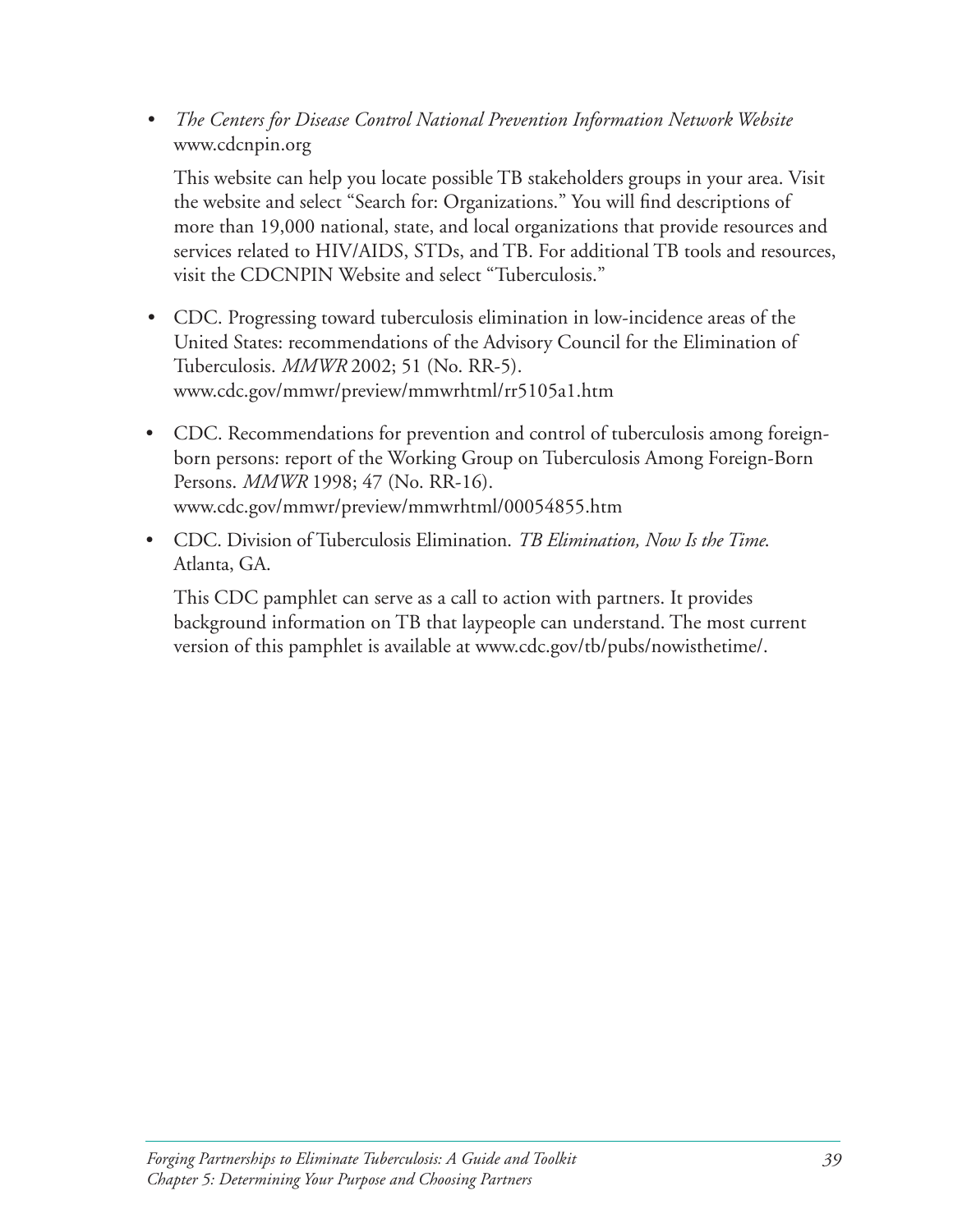- *The Centers for Disease Control National Prevention Information Network Website*
  www.cdcnpin.org

  This website can help you locate possible TB stakeholders groups in your area. Visit the website and select "Search for: Organizations." You will find descriptions of more than 19,000 national, state, and local organizations that provide resources and services related to HIV/AIDS, STDs, and TB. For additional TB tools and resources, visit the CDCNPIN Website and select "Tuberculosis."

- CDC. Progressing toward tuberculosis elimination in low-incidence areas of the United States: recommendations of the Advisory Council for the Elimination of Tuberculosis. *MMWR* 2002; 51 (No. RR-5).
  www.cdc.gov/mmwr/preview/mmwrhtml/rr5105a1.htm

- CDC. Recommendations for prevention and control of tuberculosis among foreign-born persons: report of the Working Group on Tuberculosis Among Foreign-Born Persons. *MMWR* 1998; 47 (No. RR-16).
  www.cdc.gov/mmwr/preview/mmwrhtml/00054855.htm

- CDC. Division of Tuberculosis Elimination. *TB Elimination, Now Is the Time*. Atlanta, GA.

  This CDC pamphlet can serve as a call to action with partners. It provides background information on TB that laypeople can understand. The most current version of this pamphlet is available at www.cdc.gov/tb/pubs/nowisthetime/.